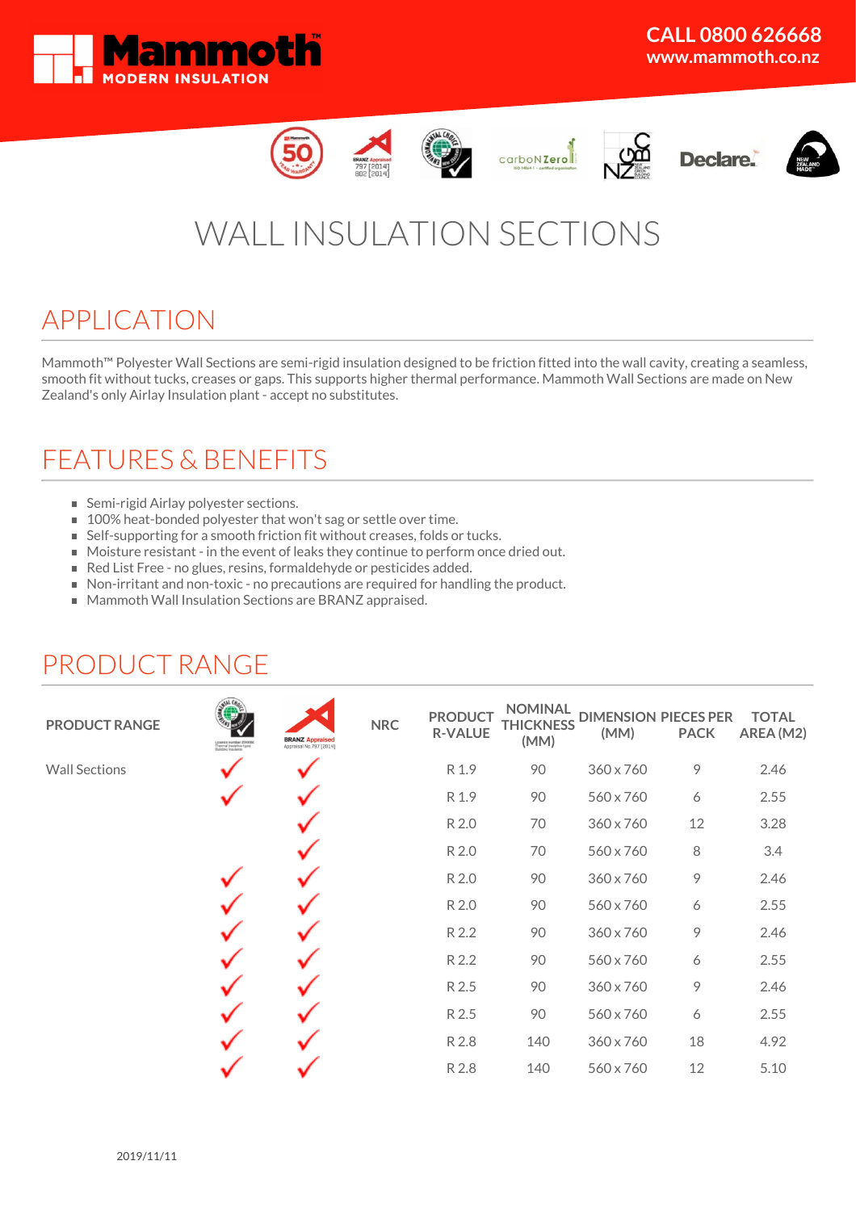Mammoth™ MODERN INSULATION

CALL 0800 626668
www.mammoth.co.nz

# WALL INSULATION SECTIONS

## APPLICATION

Mammoth™ Polyester Wall Sections are semi-rigid insulation designed to be friction fitted into the wall cavity, creating a seamless, smooth fit without tucks, creases or gaps. This supports higher thermal performance. Mammoth Wall Sections are made on New Zealand's only Airlay Insulation plant - accept no substitutes.

## FEATURES & BENEFITS

- Semi-rigid Airlay polyester sections.
- 100% heat-bonded polyester that won't sag or settle over time.
- Self-supporting for a smooth friction fit without creases, folds or tucks.
- Moisture resistant - in the event of leaks they continue to perform once dried out.
- Red List Free - no glues, resins, formaldehyde or pesticides added.
- Non-irritant and non-toxic - no precautions are required for handling the product.
- Mammoth Wall Insulation Sections are BRANZ appraised.

## PRODUCT RANGE

| PRODUCT RANGE | Environmental Choice | BRANZ Appraised | NRC | PRODUCT R-VALUE | NOMINAL THICKNESS (MM) | DIMENSION (MM) | PIECES PER PACK | TOTAL AREA (M2) |
|---|---|---|---|---|---|---|---|---|
| Wall Sections | ✓ | ✓ | | R 1.9 | 90 | 360 x 760 | 9 | 2.46 |
| | ✓ | ✓ | | R 1.9 | 90 | 560 x 760 | 6 | 2.55 |
| | | ✓ | | R 2.0 | 70 | 360 x 760 | 12 | 3.28 |
| | | ✓ | | R 2.0 | 70 | 560 x 760 | 8 | 3.4 |
| | ✓ | ✓ | | R 2.0 | 90 | 360 x 760 | 9 | 2.46 |
| | ✓ | ✓ | | R 2.0 | 90 | 560 x 760 | 6 | 2.55 |
| | ✓ | ✓ | | R 2.2 | 90 | 360 x 760 | 9 | 2.46 |
| | ✓ | ✓ | | R 2.2 | 90 | 560 x 760 | 6 | 2.55 |
| | ✓ | ✓ | | R 2.5 | 90 | 360 x 760 | 9 | 2.46 |
| | ✓ | ✓ | | R 2.5 | 90 | 560 x 760 | 6 | 2.55 |
| | ✓ | ✓ | | R 2.8 | 140 | 360 x 760 | 18 | 4.92 |
| | ✓ | ✓ | | R 2.8 | 140 | 560 x 760 | 12 | 5.10 |

2019/11/11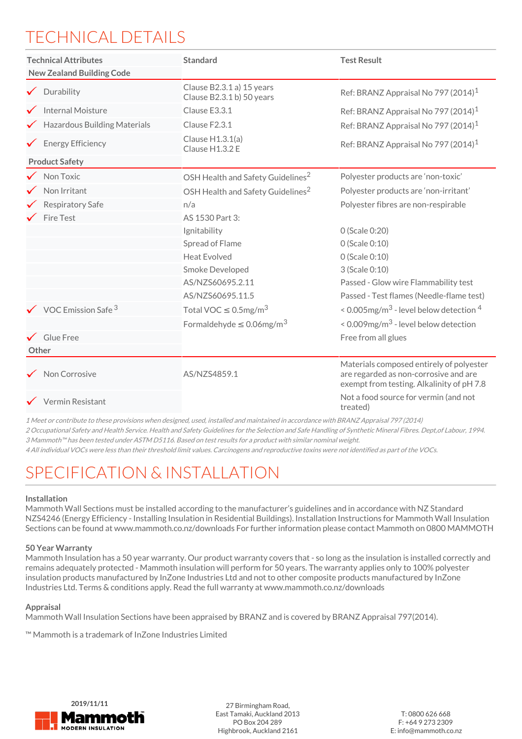# TECHNICAL DETAILS

| Technical Attributes | Standard | Test Result |
|---|---|---|
| **New Zealand Building Code** | | |
| ✓ Durability | Clause B2.3.1 a) 15 years<br>Clause B2.3.1 b) 50 years | Ref: BRANZ Appraisal No 797 (2014)[1] |
| ✓ Internal Moisture | Clause E3.3.1 | Ref: BRANZ Appraisal No 797 (2014)[1] |
| ✓ Hazardous Building Materials | Clause F2.3.1 | Ref: BRANZ Appraisal No 797 (2014)[1] |
| ✓ Energy Efficiency | Clause H1.3.1(a)<br>Clause H1.3.2 E | Ref: BRANZ Appraisal No 797 (2014)[1] |
| **Product Safety** | | |
| ✓ Non Toxic | OSH Health and Safety Guidelines[2] | Polyester products are 'non-toxic' |
| ✓ Non Irritant | OSH Health and Safety Guidelines[2] | Polyester products are 'non-irritant' |
| ✓ Respiratory Safe | n/a | Polyester fibres are non-respirable |
| ✓ Fire Test | AS 1530 Part 3: | |
| | Ignitability | 0 (Scale 0:20) |
| | Spread of Flame | 0 (Scale 0:10) |
| | Heat Evolved | 0 (Scale 0:10) |
| | Smoke Developed | 3 (Scale 0:10) |
| | AS/NZS60695.2.11 | Passed - Glow wire Flammability test |
| | AS/NZS60695.11.5 | Passed - Test flames (Needle-flame test) |
| ✓ VOC Emission Safe [3] | Total VOC $\leq 0.5 mg/m^3$ | $< 0.005 mg/m^3$ - level below detection [4] |
| | Formaldehyde $\leq 0.06 mg/m^3$ | $< 0.009 mg/m^3$ - level below detection |
| ✓ Glue Free | | Free from all glues |
| **Other** | | |
| ✓ Non Corrosive | AS/NZS4859.1 | Materials composed entirely of polyester are regarded as non-corrosive and are exempt from testing. Alkalinity of pH 7.8 |
| ✓ Vermin Resistant | | Not a food source for vermin (and not treated) |

*1 Meet or contribute to these provisions when designed, used, installed and maintained in accordance with BRANZ Appraisal 797 (2014)*
*2 Occupational Safety and Health Service. Health and Safety Guidelines for the Selection and Safe Handling of Synthetic Mineral Fibres. Dept,of Labour, 1994.*
*3 Mammoth™ has been tested under ASTM D5116. Based on test results for a product with similar nominal weight.*
*4 All individual VOCs were less than their threshold limit values. Carcinogens and reproductive toxins were not identified as part of the VOCs.*

# SPECIFICATION & INSTALLATION

**Installation**
Mammoth Wall Sections must be installed according to the manufacturer's guidelines and in accordance with NZ Standard NZS4246 (Energy Efficiency - Installing Insulation in Residential Buildings). Installation Instructions for Mammoth Wall Insulation Sections can be found at www.mammoth.co.nz/downloads For further information please contact Mammoth on 0800 MAMMOTH

**50 Year Warranty**
Mammoth Insulation has a 50 year warranty. Our product warranty covers that - so long as the insulation is installed correctly and remains adequately protected - Mammoth insulation will perform for 50 years. The warranty applies only to 100% polyester insulation products manufactured by InZone Industries Ltd and not to other composite products manufactured by InZone Industries Ltd. Terms & conditions apply. Read the full warranty at www.mammoth.co.nz/downloads

**Appraisal**
Mammoth Wall Insulation Sections have been appraised by BRANZ and is covered by BRANZ Appraisal 797(2014).

™ Mammoth is a trademark of InZone Industries Limited

2019/11/11

Mammoth™ MODERN INSULATION

27 Birmingham Road,
East Tamaki, Auckland 2013
PO Box 204 289
Highbrook, Auckland 2161

T: 0800 626 668
F: +64 9 273 2309
E: info@mammoth.co.nz